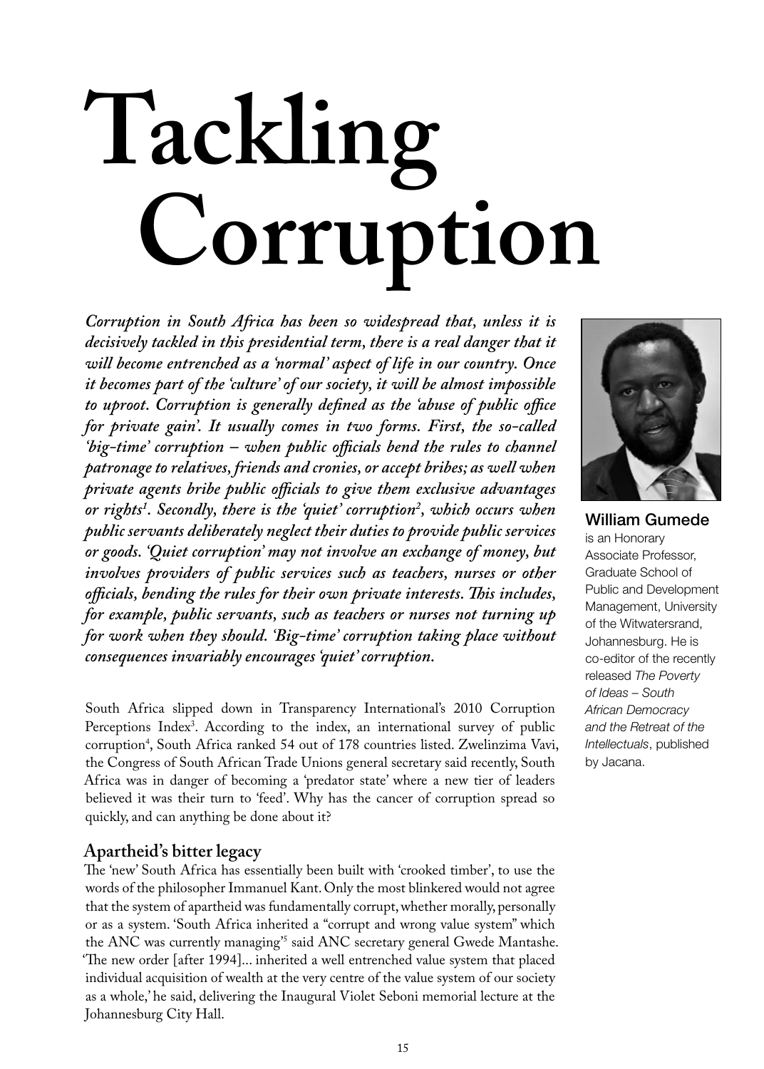# Tackling Corruption

*Corruption in South Africa has been so widespread that, unless it is decisively tackled in this presidential term, there is a real danger that it will become entrenched as a 'normal' aspect of life in our country. Once it becomes part of the 'culture' of our society, it will be almost impossible to uproot. Corruption is generally defined as the 'abuse of public office for private gain'. It usually comes in two forms. First, the so-called 'big-time' corruption – when public officials bend the rules to channel patronage to relatives, friends and cronies, or accept bribes; as well when private agents bribe public officials to give them exclusive advantages or rights[1]. Secondly, there is the 'quiet' corruption[2], which occurs when public servants deliberately neglect their duties to provide public services or goods. 'Quiet corruption' may not involve an exchange of money, but involves providers of public services such as teachers, nurses or other officials, bending the rules for their own private interests. This includes, for example, public servants, such as teachers or nurses not turning up for work when they should. 'Big-time' corruption taking place without consequences invariably encourages 'quiet' corruption.*

**William Gumede** is an Honorary Associate Professor, Graduate School of Public and Development Management, University of the Witwatersrand, Johannesburg. He is co-editor of the recently released *The Poverty of Ideas – South African Democracy and the Retreat of the Intellectuals*, published by Jacana.

South Africa slipped down in Transparency International's 2010 Corruption Perceptions Index[3]. According to the index, an international survey of public corruption[4], South Africa ranked 54 out of 178 countries listed. Zwelinzima Vavi, the Congress of South African Trade Unions general secretary said recently, South Africa was in danger of becoming a 'predator state' where a new tier of leaders believed it was their turn to 'feed'. Why has the cancer of corruption spread so quickly, and can anything be done about it?

## Apartheid's bitter legacy

The 'new' South Africa has essentially been built with 'crooked timber', to use the words of the philosopher Immanuel Kant. Only the most blinkered would not agree that the system of apartheid was fundamentally corrupt, whether morally, personally or as a system. 'South Africa inherited a "corrupt and wrong value system" which the ANC was currently managing'[5] said ANC secretary general Gwede Mantashe. 'The new order [after 1994]... inherited a well entrenched value system that placed individual acquisition of wealth at the very centre of the value system of our society as a whole,' he said, delivering the Inaugural Violet Seboni memorial lecture at the Johannesburg City Hall.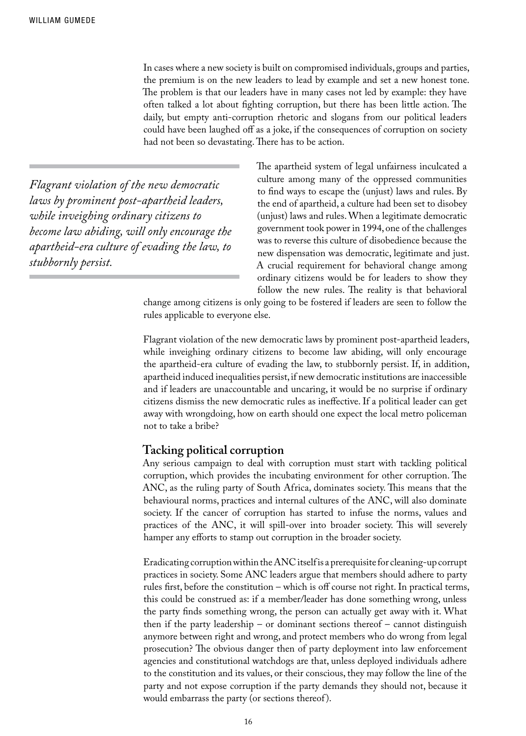In cases where a new society is built on compromised individuals, groups and parties, the premium is on the new leaders to lead by example and set a new honest tone. The problem is that our leaders have in many cases not led by example: they have often talked a lot about fighting corruption, but there has been little action. The daily, but empty anti-corruption rhetoric and slogans from our political leaders could have been laughed off as a joke, if the consequences of corruption on society had not been so devastating. There has to be action.

> *Flagrant violation of the new democratic laws by prominent post-apartheid leaders, while inveighing ordinary citizens to become law abiding, will only encourage the apartheid-era culture of evading the law, to stubbornly persist.*

The apartheid system of legal unfairness inculcated a culture among many of the oppressed communities to find ways to escape the (unjust) laws and rules. By the end of apartheid, a culture had been set to disobey (unjust) laws and rules. When a legitimate democratic government took power in 1994, one of the challenges was to reverse this culture of disobedience because the new dispensation was democratic, legitimate and just. A crucial requirement for behavioral change among ordinary citizens would be for leaders to show they follow the new rules. The reality is that behavioral change among citizens is only going to be fostered if leaders are seen to follow the rules applicable to everyone else.

Flagrant violation of the new democratic laws by prominent post-apartheid leaders, while inveighing ordinary citizens to become law abiding, will only encourage the apartheid-era culture of evading the law, to stubbornly persist. If, in addition, apartheid induced inequalities persist, if new democratic institutions are inaccessible and if leaders are unaccountable and uncaring, it would be no surprise if ordinary citizens dismiss the new democratic rules as ineffective. If a political leader can get away with wrongdoing, how on earth should one expect the local metro policeman not to take a bribe?

## Tacking political corruption

Any serious campaign to deal with corruption must start with tackling political corruption, which provides the incubating environment for other corruption. The ANC, as the ruling party of South Africa, dominates society. This means that the behavioural norms, practices and internal cultures of the ANC, will also dominate society. If the cancer of corruption has started to infuse the norms, values and practices of the ANC, it will spill-over into broader society. This will severely hamper any efforts to stamp out corruption in the broader society.

Eradicating corruption within the ANC itself is a prerequisite for cleaning-up corrupt practices in society. Some ANC leaders argue that members should adhere to party rules first, before the constitution – which is off course not right. In practical terms, this could be construed as: if a member/leader has done something wrong, unless the party finds something wrong, the person can actually get away with it. What then if the party leadership – or dominant sections thereof – cannot distinguish anymore between right and wrong, and protect members who do wrong from legal prosecution? The obvious danger then of party deployment into law enforcement agencies and constitutional watchdogs are that, unless deployed individuals adhere to the constitution and its values, or their conscious, they may follow the line of the party and not expose corruption if the party demands they should not, because it would embarrass the party (or sections thereof).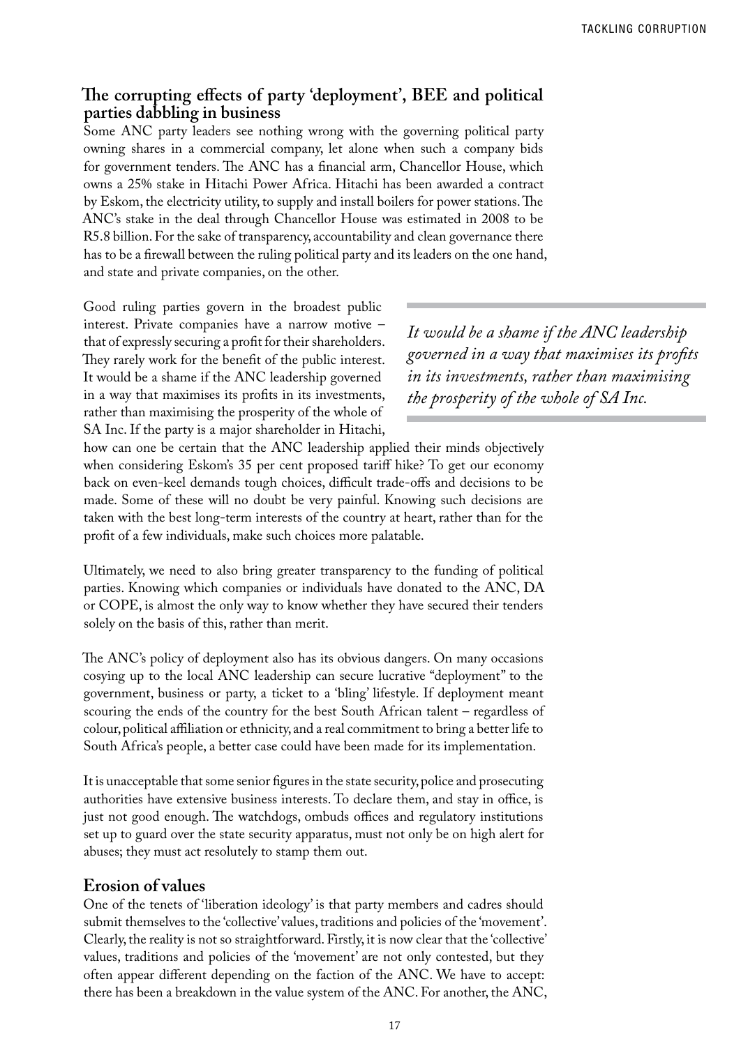## The corrupting effects of party 'deployment', BEE and political parties dabbling in business

Some ANC party leaders see nothing wrong with the governing political party owning shares in a commercial company, let alone when such a company bids for government tenders. The ANC has a financial arm, Chancellor House, which owns a 25% stake in Hitachi Power Africa. Hitachi has been awarded a contract by Eskom, the electricity utility, to supply and install boilers for power stations. The ANC's stake in the deal through Chancellor House was estimated in 2008 to be R5.8 billion. For the sake of transparency, accountability and clean governance there has to be a firewall between the ruling political party and its leaders on the one hand, and state and private companies, on the other.

Good ruling parties govern in the broadest public interest. Private companies have a narrow motive – that of expressly securing a profit for their shareholders. They rarely work for the benefit of the public interest. It would be a shame if the ANC leadership governed in a way that maximises its profits in its investments, rather than maximising the prosperity of the whole of SA Inc. If the party is a major shareholder in Hitachi, how can one be certain that the ANC leadership applied their minds objectively when considering Eskom's 35 per cent proposed tariff hike? To get our economy back on even-keel demands tough choices, difficult trade-offs and decisions to be made. Some of these will no doubt be very painful. Knowing such decisions are taken with the best long-term interests of the country at heart, rather than for the profit of a few individuals, make such choices more palatable.

> *It would be a shame if the ANC leadership governed in a way that maximises its profits in its investments, rather than maximising the prosperity of the whole of SA Inc.*

Ultimately, we need to also bring greater transparency to the funding of political parties. Knowing which companies or individuals have donated to the ANC, DA or COPE, is almost the only way to know whether they have secured their tenders solely on the basis of this, rather than merit.

The ANC's policy of deployment also has its obvious dangers. On many occasions cosying up to the local ANC leadership can secure lucrative "deployment" to the government, business or party, a ticket to a 'bling' lifestyle. If deployment meant scouring the ends of the country for the best South African talent – regardless of colour, political affiliation or ethnicity, and a real commitment to bring a better life to South Africa's people, a better case could have been made for its implementation.

It is unacceptable that some senior figures in the state security, police and prosecuting authorities have extensive business interests. To declare them, and stay in office, is just not good enough. The watchdogs, ombuds offices and regulatory institutions set up to guard over the state security apparatus, must not only be on high alert for abuses; they must act resolutely to stamp them out.

## Erosion of values

One of the tenets of 'liberation ideology' is that party members and cadres should submit themselves to the 'collective' values, traditions and policies of the 'movement'. Clearly, the reality is not so straightforward. Firstly, it is now clear that the 'collective' values, traditions and policies of the 'movement' are not only contested, but they often appear different depending on the faction of the ANC. We have to accept: there has been a breakdown in the value system of the ANC. For another, the ANC,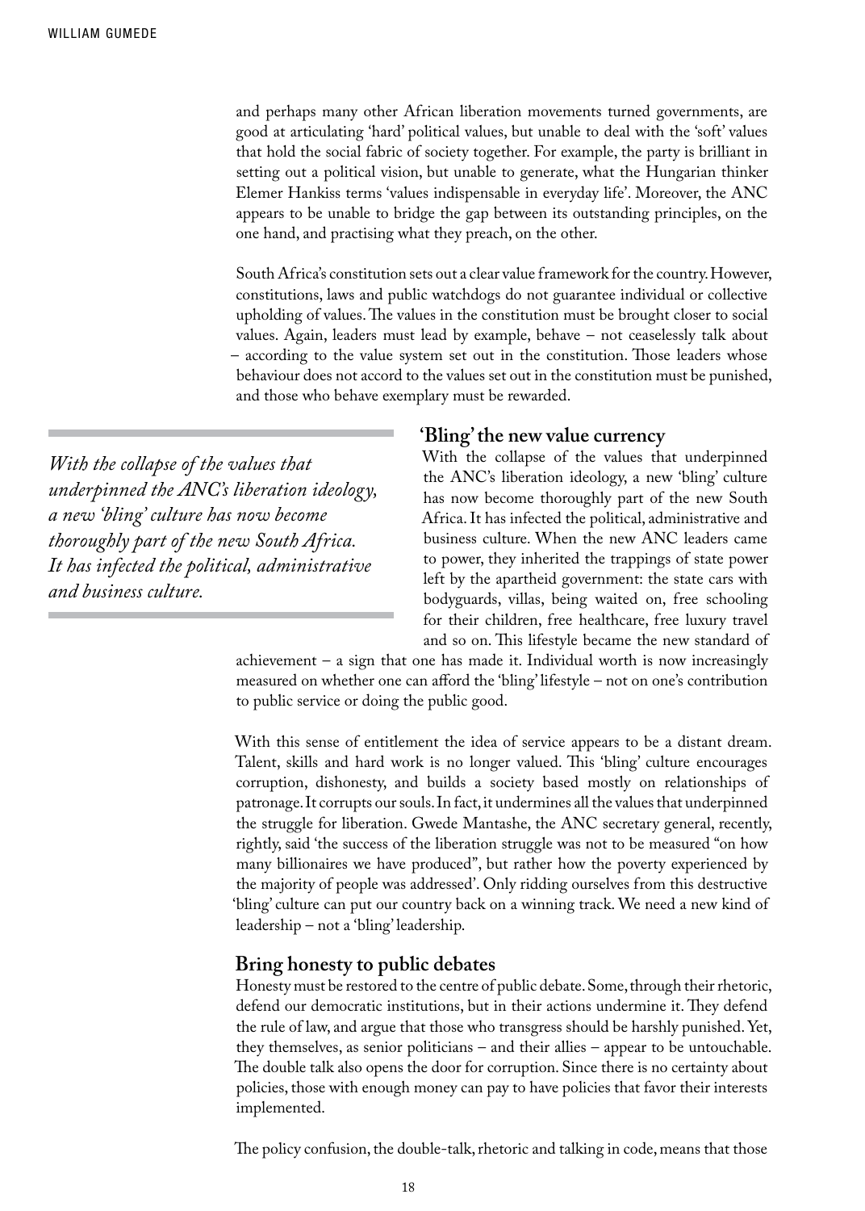and perhaps many other African liberation movements turned governments, are good at articulating 'hard' political values, but unable to deal with the 'soft' values that hold the social fabric of society together. For example, the party is brilliant in setting out a political vision, but unable to generate, what the Hungarian thinker Elemer Hankiss terms 'values indispensable in everyday life'. Moreover, the ANC appears to be unable to bridge the gap between its outstanding principles, on the one hand, and practising what they preach, on the other.

South Africa's constitution sets out a clear value framework for the country. However, constitutions, laws and public watchdogs do not guarantee individual or collective upholding of values. The values in the constitution must be brought closer to social values. Again, leaders must lead by example, behave – not ceaselessly talk about – according to the value system set out in the constitution. Those leaders whose behaviour does not accord to the values set out in the constitution must be punished, and those who behave exemplary must be rewarded.

> *With the collapse of the values that underpinned the ANC's liberation ideology, a new 'bling' culture has now become thoroughly part of the new South Africa. It has infected the political, administrative and business culture.*

## 'Bling' the new value currency

With the collapse of the values that underpinned the ANC's liberation ideology, a new 'bling' culture has now become thoroughly part of the new South Africa. It has infected the political, administrative and business culture. When the new ANC leaders came to power, they inherited the trappings of state power left by the apartheid government: the state cars with bodyguards, villas, being waited on, free schooling for their children, free healthcare, free luxury travel and so on. This lifestyle became the new standard of achievement – a sign that one has made it. Individual worth is now increasingly measured on whether one can afford the 'bling' lifestyle – not on one's contribution to public service or doing the public good.

With this sense of entitlement the idea of service appears to be a distant dream. Talent, skills and hard work is no longer valued. This 'bling' culture encourages corruption, dishonesty, and builds a society based mostly on relationships of patronage. It corrupts our souls. In fact, it undermines all the values that underpinned the struggle for liberation. Gwede Mantashe, the ANC secretary general, recently, rightly, said 'the success of the liberation struggle was not to be measured "on how many billionaires we have produced", but rather how the poverty experienced by the majority of people was addressed'. Only ridding ourselves from this destructive 'bling' culture can put our country back on a winning track. We need a new kind of leadership – not a 'bling' leadership.

## Bring honesty to public debates

Honesty must be restored to the centre of public debate. Some, through their rhetoric, defend our democratic institutions, but in their actions undermine it. They defend the rule of law, and argue that those who transgress should be harshly punished. Yet, they themselves, as senior politicians – and their allies – appear to be untouchable. The double talk also opens the door for corruption. Since there is no certainty about policies, those with enough money can pay to have policies that favor their interests implemented.

The policy confusion, the double-talk, rhetoric and talking in code, means that those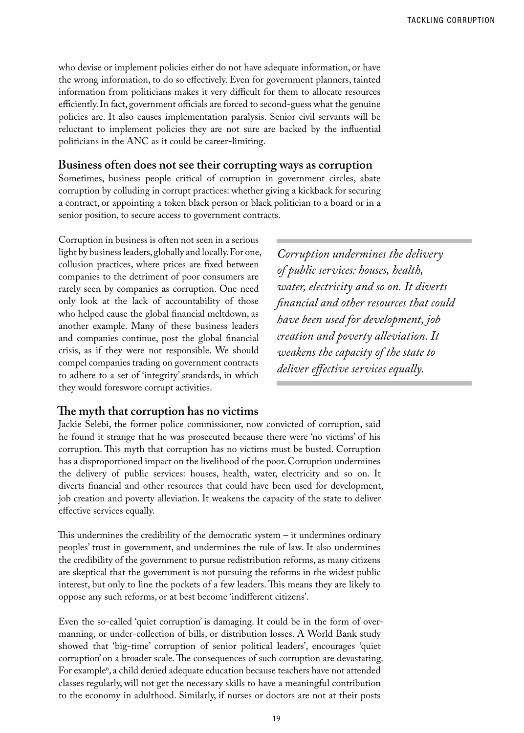who devise or implement policies either do not have adequate information, or have the wrong information, to do so effectively. Even for government planners, tainted information from politicians makes it very difficult for them to allocate resources efficiently. In fact, government officials are forced to second-guess what the genuine policies are. It also causes implementation paralysis. Senior civil servants will be reluctant to implement policies they are not sure are backed by the influential politicians in the ANC as it could be career-limiting.

## Business often does not see their corrupting ways as corruption

Sometimes, business people critical of corruption in government circles, abate corruption by colluding in corrupt practices: whether giving a kickback for securing a contract, or appointing a token black person or black politician to a board or in a senior position, to secure access to government contracts.

Corruption in business is often not seen in a serious light by business leaders, globally and locally. For one, collusion practices, where prices are fixed between companies to the detriment of poor consumers are rarely seen by companies as corruption. One need only look at the lack of accountability of those who helped cause the global financial meltdown, as another example. Many of these business leaders and companies continue, post the global financial crisis, as if they were not responsible. We should compel companies trading on government contracts to adhere to a set of 'integrity' standards, in which they would foreswore corrupt activities.

> *Corruption undermines the delivery of public services: houses, health, water, electricity and so on. It diverts financial and other resources that could have been used for development, job creation and poverty alleviation. It weakens the capacity of the state to deliver effective services equally.*

## The myth that corruption has no victims

Jackie Selebi, the former police commissioner, now convicted of corruption, said he found it strange that he was prosecuted because there were 'no victims' of his corruption. This myth that corruption has no victims must be busted. Corruption has a disproportioned impact on the livelihood of the poor. Corruption undermines the delivery of public services: houses, health, water, electricity and so on. It diverts financial and other resources that could have been used for development, job creation and poverty alleviation. It weakens the capacity of the state to deliver effective services equally.

This undermines the credibility of the democratic system – it undermines ordinary peoples' trust in government, and undermines the rule of law. It also undermines the credibility of the government to pursue redistribution reforms, as many citizens are skeptical that the government is not pursuing the reforms in the widest public interest, but only to line the pockets of a few leaders. This means they are likely to oppose any such reforms, or at best become 'indifferent citizens'.

Even the so-called 'quiet corruption' is damaging. It could be in the form of over-manning, or under-collection of bills, or distribution losses. A World Bank study showed that 'big-time' corruption of senior political leaders', encourages 'quiet corruption' on a broader scale. The consequences of such corruption are devastating. For example[6], a child denied adequate education because teachers have not attended classes regularly, will not get the necessary skills to have a meaningful contribution to the economy in adulthood. Similarly, if nurses or doctors are not at their posts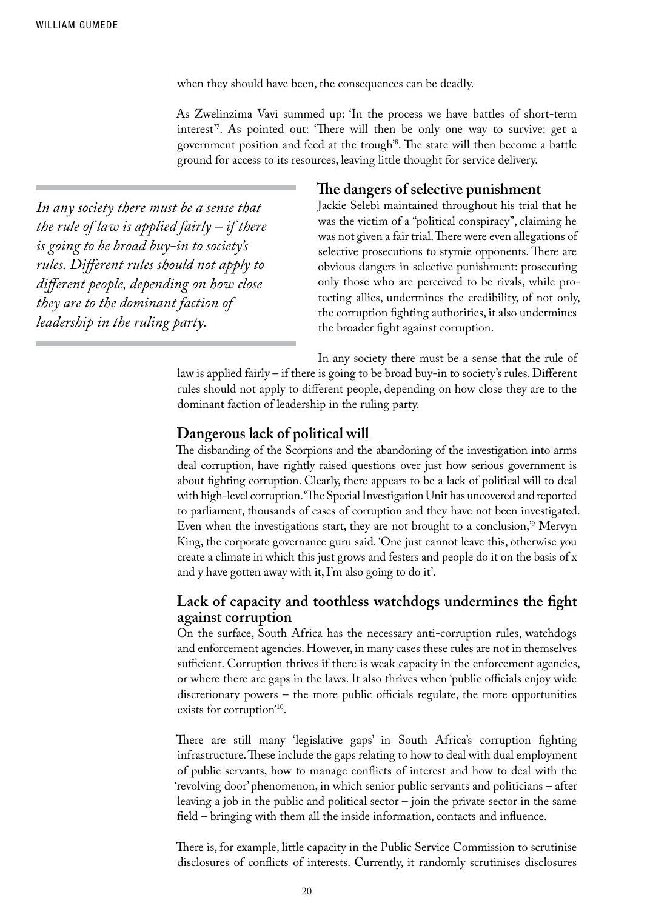when they should have been, the consequences can be deadly.

As Zwelinzima Vavi summed up: 'In the process we have battles of short-term interest'[7]. As pointed out: 'There will then be only one way to survive: get a government position and feed at the trough'[8]. The state will then become a battle ground for access to its resources, leaving little thought for service delivery.

> *In any society there must be a sense that the rule of law is applied fairly – if there is going to be broad buy-in to society's rules. Different rules should not apply to different people, depending on how close they are to the dominant faction of leadership in the ruling party.*

## The dangers of selective punishment

Jackie Selebi maintained throughout his trial that he was the victim of a "political conspiracy", claiming he was not given a fair trial. There were even allegations of selective prosecutions to stymie opponents. There are obvious dangers in selective punishment: prosecuting only those who are perceived to be rivals, while protecting allies, undermines the credibility, of not only, the corruption fighting authorities, it also undermines the broader fight against corruption.

In any society there must be a sense that the rule of law is applied fairly – if there is going to be broad buy-in to society's rules. Different rules should not apply to different people, depending on how close they are to the dominant faction of leadership in the ruling party.

## Dangerous lack of political will

The disbanding of the Scorpions and the abandoning of the investigation into arms deal corruption, have rightly raised questions over just how serious government is about fighting corruption. Clearly, there appears to be a lack of political will to deal with high-level corruption. 'The Special Investigation Unit has uncovered and reported to parliament, thousands of cases of corruption and they have not been investigated. Even when the investigations start, they are not brought to a conclusion,'[9] Mervyn King, the corporate governance guru said. 'One just cannot leave this, otherwise you create a climate in which this just grows and festers and people do it on the basis of x and y have gotten away with it, I'm also going to do it'.

## Lack of capacity and toothless watchdogs undermines the fight against corruption

On the surface, South Africa has the necessary anti-corruption rules, watchdogs and enforcement agencies. However, in many cases these rules are not in themselves sufficient. Corruption thrives if there is weak capacity in the enforcement agencies, or where there are gaps in the laws. It also thrives when 'public officials enjoy wide discretionary powers – the more public officials regulate, the more opportunities exists for corruption'[10].

There are still many 'legislative gaps' in South Africa's corruption fighting infrastructure. These include the gaps relating to how to deal with dual employment of public servants, how to manage conflicts of interest and how to deal with the 'revolving door' phenomenon, in which senior public servants and politicians – after leaving a job in the public and political sector – join the private sector in the same field – bringing with them all the inside information, contacts and influence.

There is, for example, little capacity in the Public Service Commission to scrutinise disclosures of conflicts of interests. Currently, it randomly scrutinises disclosures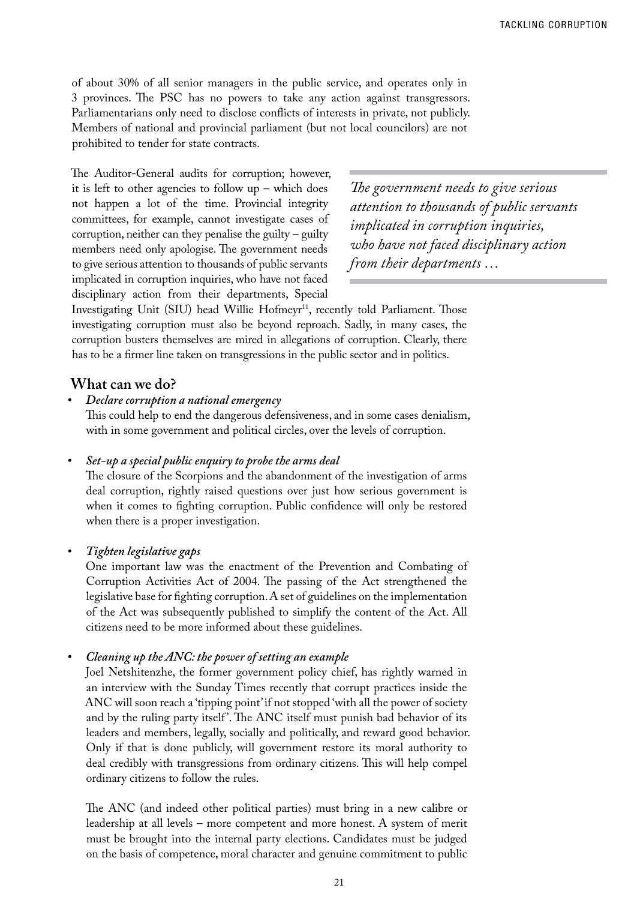of about 30% of all senior managers in the public service, and operates only in 3 provinces. The PSC has no powers to take any action against transgressors. Parliamentarians only need to disclose conflicts of interests in private, not publicly. Members of national and provincial parliament (but not local councilors) are not prohibited to tender for state contracts.

The Auditor-General audits for corruption; however, it is left to other agencies to follow up – which does not happen a lot of the time. Provincial integrity committees, for example, cannot investigate cases of corruption, neither can they penalise the guilty – guilty members need only apologise. The government needs to give serious attention to thousands of public servants implicated in corruption inquiries, who have not faced disciplinary action from their departments, Special Investigating Unit (SIU) head Willie Hofmeyr[11], recently told Parliament. Those investigating corruption must also be beyond reproach. Sadly, in many cases, the corruption busters themselves are mired in allegations of corruption. Clearly, there has to be a firmer line taken on transgressions in the public sector and in politics.

> *The government needs to give serious attention to thousands of public servants implicated in corruption inquiries, who have not faced disciplinary action from their departments …*

## What can we do?

- ***Declare corruption a national emergency***
  This could help to end the dangerous defensiveness, and in some cases denialism, with in some government and political circles, over the levels of corruption.

- ***Set-up a special public enquiry to probe the arms deal***
  The closure of the Scorpions and the abandonment of the investigation of arms deal corruption, rightly raised questions over just how serious government is when it comes to fighting corruption. Public confidence will only be restored when there is a proper investigation.

- ***Tighten legislative gaps***
  One important law was the enactment of the Prevention and Combating of Corruption Activities Act of 2004. The passing of the Act strengthened the legislative base for fighting corruption. A set of guidelines on the implementation of the Act was subsequently published to simplify the content of the Act. All citizens need to be more informed about these guidelines.

- ***Cleaning up the ANC: the power of setting an example***
  Joel Netshitenzhe, the former government policy chief, has rightly warned in an interview with the Sunday Times recently that corrupt practices inside the ANC will soon reach a 'tipping point' if not stopped 'with all the power of society and by the ruling party itself'. The ANC itself must punish bad behavior of its leaders and members, legally, socially and politically, and reward good behavior. Only if that is done publicly, will government restore its moral authority to deal credibly with transgressions from ordinary citizens. This will help compel ordinary citizens to follow the rules.

  The ANC (and indeed other political parties) must bring in a new calibre or leadership at all levels – more competent and more honest. A system of merit must be brought into the internal party elections. Candidates must be judged on the basis of competence, moral character and genuine commitment to public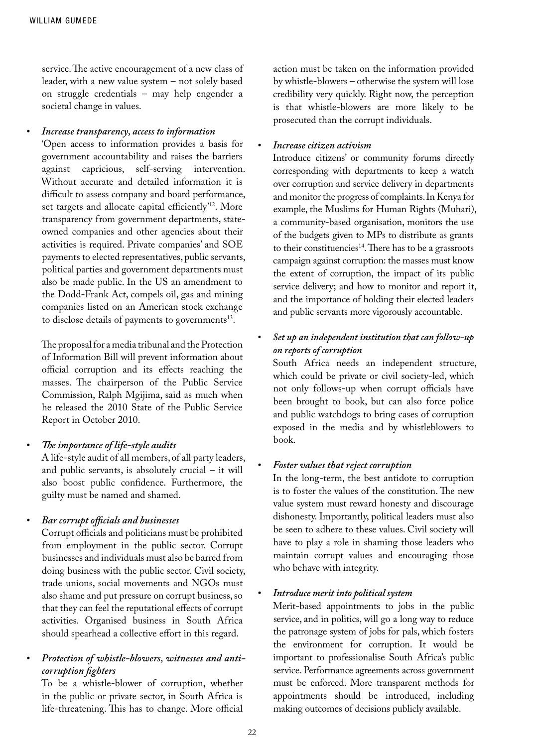service. The active encouragement of a new class of leader, with a new value system – not solely based on struggle credentials – may help engender a societal change in values.

- ***Increase transparency, access to information***

  'Open access to information provides a basis for government accountability and raises the barriers against capricious, self-serving intervention. Without accurate and detailed information it is difficult to assess company and board performance, set targets and allocate capital efficiently'[12]. More transparency from government departments, state-owned companies and other agencies about their activities is required. Private companies' and SOE payments to elected representatives, public servants, political parties and government departments must also be made public. In the US an amendment to the Dodd-Frank Act, compels oil, gas and mining companies listed on an American stock exchange to disclose details of payments to governments[13].

  The proposal for a media tribunal and the Protection of Information Bill will prevent information about official corruption and its effects reaching the masses. The chairperson of the Public Service Commission, Ralph Mgijima, said as much when he released the 2010 State of the Public Service Report in October 2010.

- ***The importance of life-style audits***

  A life-style audit of all members, of all party leaders, and public servants, is absolutely crucial – it will also boost public confidence. Furthermore, the guilty must be named and shamed.

- ***Bar corrupt officials and businesses***

  Corrupt officials and politicians must be prohibited from employment in the public sector. Corrupt businesses and individuals must also be barred from doing business with the public sector. Civil society, trade unions, social movements and NGOs must also shame and put pressure on corrupt business, so that they can feel the reputational effects of corrupt activities. Organised business in South Africa should spearhead a collective effort in this regard.

- ***Protection of whistle-blowers, witnesses and anti-corruption fighters***

  To be a whistle-blower of corruption, whether in the public or private sector, in South Africa is life-threatening. This has to change. More official action must be taken on the information provided by whistle-blowers – otherwise the system will lose credibility very quickly. Right now, the perception is that whistle-blowers are more likely to be prosecuted than the corrupt individuals.

- ***Increase citizen activism***

  Introduce citizens' or community forums directly corresponding with departments to keep a watch over corruption and service delivery in departments and monitor the progress of complaints. In Kenya for example, the Muslims for Human Rights (Muhari), a community-based organisation, monitors the use of the budgets given to MPs to distribute as grants to their constituencies[14]. There has to be a grassroots campaign against corruption: the masses must know the extent of corruption, the impact of its public service delivery; and how to monitor and report it, and the importance of holding their elected leaders and public servants more vigorously accountable.

- ***Set up an independent institution that can follow-up on reports of corruption***

  South Africa needs an independent structure, which could be private or civil society-led, which not only follows-up when corrupt officials have been brought to book, but can also force police and public watchdogs to bring cases of corruption exposed in the media and by whistleblowers to book.

- ***Foster values that reject corruption***

  In the long-term, the best antidote to corruption is to foster the values of the constitution. The new value system must reward honesty and discourage dishonesty. Importantly, political leaders must also be seen to adhere to these values. Civil society will have to play a role in shaming those leaders who maintain corrupt values and encouraging those who behave with integrity.

- ***Introduce merit into political system***

  Merit-based appointments to jobs in the public service, and in politics, will go a long way to reduce the patronage system of jobs for pals, which fosters the environment for corruption. It would be important to professionalise South Africa's public service. Performance agreements across government must be enforced. More transparent methods for appointments should be introduced, including making outcomes of decisions publicly available.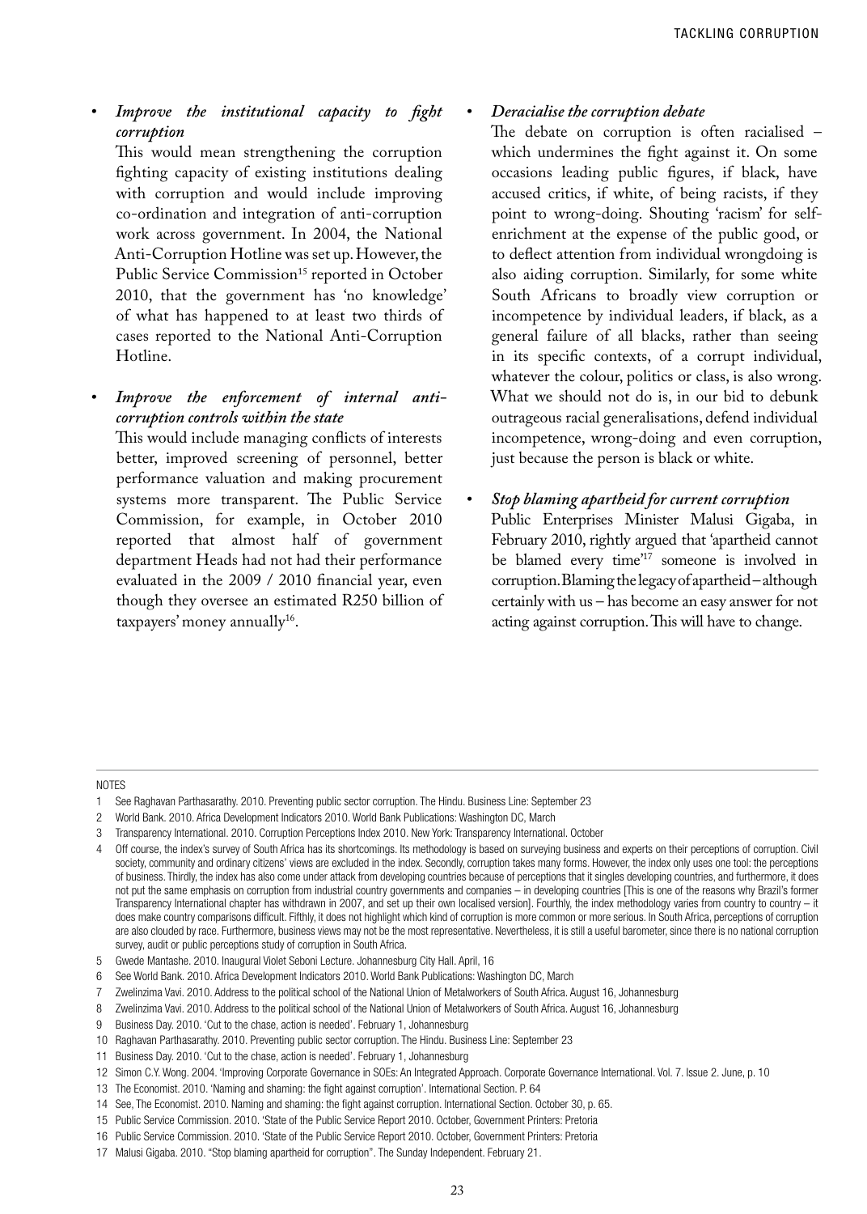- ***Improve the institutional capacity to fight corruption***
  This would mean strengthening the corruption fighting capacity of existing institutions dealing with corruption and would include improving co-ordination and integration of anti-corruption work across government. In 2004, the National Anti-Corruption Hotline was set up. However, the Public Service Commission[15] reported in October 2010, that the government has 'no knowledge' of what has happened to at least two thirds of cases reported to the National Anti-Corruption Hotline.

- ***Improve the enforcement of internal anti-corruption controls within the state***
  This would include managing conflicts of interests better, improved screening of personnel, better performance valuation and making procurement systems more transparent. The Public Service Commission, for example, in October 2010 reported that almost half of government department Heads had not had their performance evaluated in the 2009 / 2010 financial year, even though they oversee an estimated R250 billion of taxpayers' money annually[16].

- ***Deracialise the corruption debate***
  The debate on corruption is often racialised – which undermines the fight against it. On some occasions leading public figures, if black, have accused critics, if white, of being racists, if they point to wrong-doing. Shouting 'racism' for self-enrichment at the expense of the public good, or to deflect attention from individual wrongdoing is also aiding corruption. Similarly, for some white South Africans to broadly view corruption or incompetence by individual leaders, if black, as a general failure of all blacks, rather than seeing in its specific contexts, of a corrupt individual, whatever the colour, politics or class, is also wrong. What we should not do is, in our bid to debunk outrageous racial generalisations, defend individual incompetence, wrong-doing and even corruption, just because the person is black or white.

- ***Stop blaming apartheid for current corruption***
  Public Enterprises Minister Malusi Gigaba, in February 2010, rightly argued that 'apartheid cannot be blamed every time'[17] someone is involved in corruption. Blaming the legacy of apartheid – although certainly with us – has become an easy answer for not acting against corruption. This will have to change.

---

NOTES

1 See Raghavan Parthasarathy. 2010. Preventing public sector corruption. The Hindu. Business Line: September 23

2 World Bank. 2010. Africa Development Indicators 2010. World Bank Publications: Washington DC, March

3 Transparency International. 2010. Corruption Perceptions Index 2010. New York: Transparency International. October

4 Off course, the index's survey of South Africa has its shortcomings. Its methodology is based on surveying business and experts on their perceptions of corruption. Civil society, community and ordinary citizens' views are excluded in the index. Secondly, corruption takes many forms. However, the index only uses one tool: the perceptions of business. Thirdly, the index has also come under attack from developing countries because of perceptions that it singles developing countries, and furthermore, it does not put the same emphasis on corruption from industrial country governments and companies – in developing countries [This is one of the reasons why Brazil's former Transparency International chapter has withdrawn in 2007, and set up their own localised version]. Fourthly, the index methodology varies from country to country – it does make country comparisons difficult. Fifthly, it does not highlight which kind of corruption is more common or more serious. In South Africa, perceptions of corruption are also clouded by race. Furthermore, business views may not be the most representative. Nevertheless, it is still a useful barometer, since there is no national corruption survey, audit or public perceptions study of corruption in South Africa.

5 Gwede Mantashe. 2010. Inaugural Violet Seboni Lecture. Johannesburg City Hall. April, 16

6 See World Bank. 2010. Africa Development Indicators 2010. World Bank Publications: Washington DC, March

7 Zwelinzima Vavi. 2010. Address to the political school of the National Union of Metalworkers of South Africa. August 16, Johannesburg

8 Zwelinzima Vavi. 2010. Address to the political school of the National Union of Metalworkers of South Africa. August 16, Johannesburg

9 Business Day. 2010. 'Cut to the chase, action is needed'. February 1, Johannesburg

10 Raghavan Parthasarathy. 2010. Preventing public sector corruption. The Hindu. Business Line: September 23

11 Business Day. 2010. 'Cut to the chase, action is needed'. February 1, Johannesburg

12 Simon C.Y. Wong. 2004. 'Improving Corporate Governance in SOEs: An Integrated Approach. Corporate Governance International. Vol. 7. Issue 2. June, p. 10

13 The Economist. 2010. 'Naming and shaming: the fight against corruption'. International Section. P. 64

14 See, The Economist. 2010. Naming and shaming: the fight against corruption. International Section. October 30, p. 65.

15 Public Service Commission. 2010. 'State of the Public Service Report 2010. October, Government Printers: Pretoria

16 Public Service Commission. 2010. 'State of the Public Service Report 2010. October, Government Printers: Pretoria

17 Malusi Gigaba. 2010. "Stop blaming apartheid for corruption". The Sunday Independent. February 21.